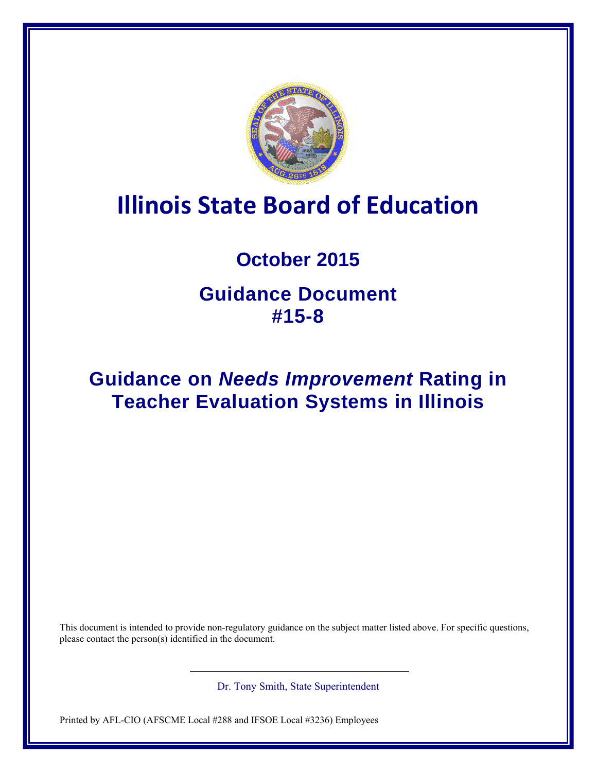# Illinois State Board of Education

## October 2015

## Guidance Document #15-8

## Guidance on *Needs Improvement* Rating in Teacher Evaluation Systems in Illinois

This document is intended to provide non-regulatory guidance on the subject matter listed above. For specific questions, please contact the person(s) identified in the document.

Dr. Tony Smith, State Superintendent

Printed by AFL-CIO (AFSCME Local #288 and IFSOE Local #3236) Employees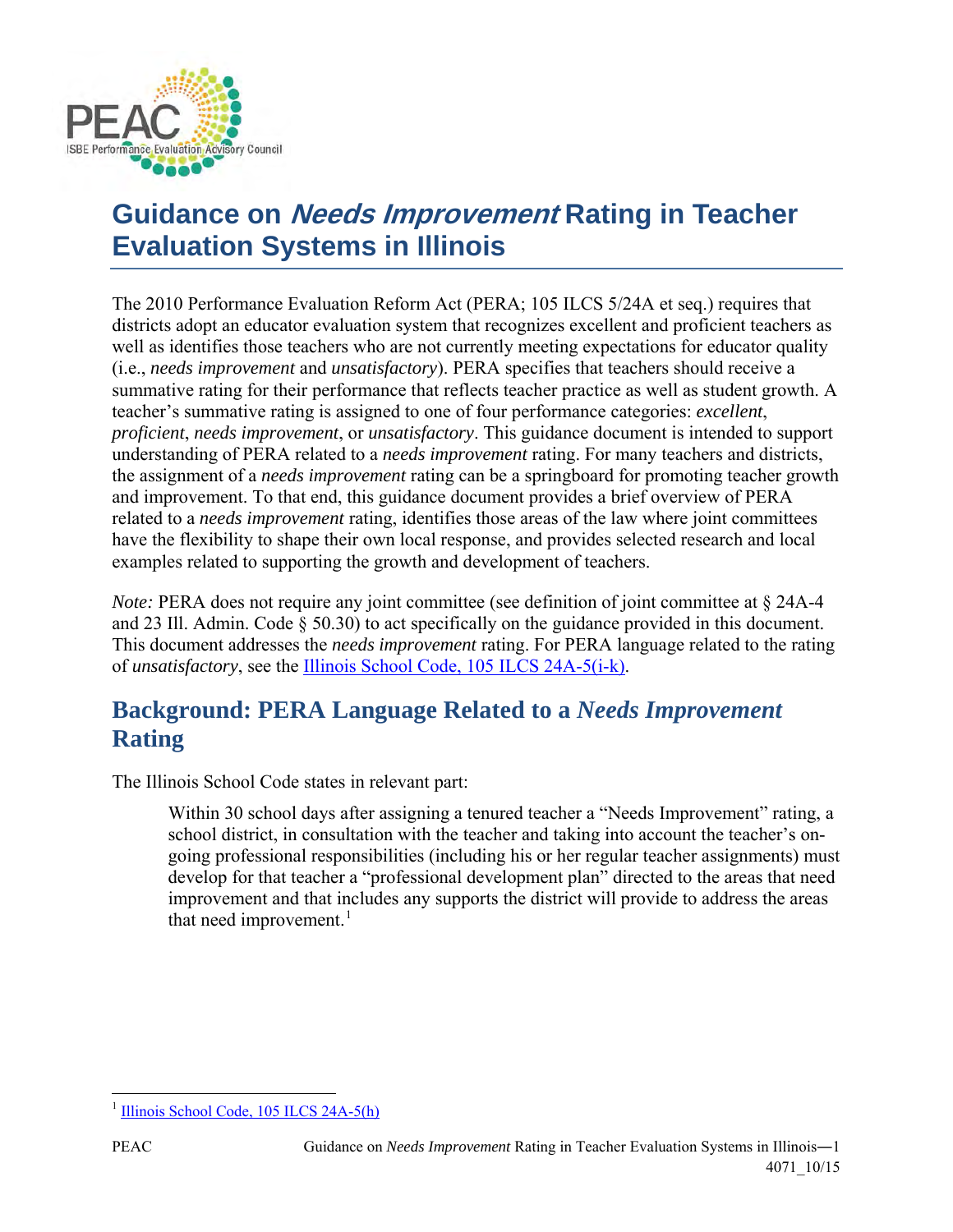# Guidance on *Needs Improvement* Rating in Teacher Evaluation Systems in Illinois

The 2010 Performance Evaluation Reform Act (PERA; 105 ILCS 5/24A et seq.) requires that districts adopt an educator evaluation system that recognizes excellent and proficient teachers as well as identifies those teachers who are not currently meeting expectations for educator quality (i.e., *needs improvement* and *unsatisfactory*). PERA specifies that teachers should receive a summative rating for their performance that reflects teacher practice as well as student growth. A teacher's summative rating is assigned to one of four performance categories: *excellent*, *proficient*, *needs improvement*, or *unsatisfactory*. This guidance document is intended to support understanding of PERA related to a *needs improvement* rating. For many teachers and districts, the assignment of a *needs improvement* rating can be a springboard for promoting teacher growth and improvement. To that end, this guidance document provides a brief overview of PERA related to a *needs improvement* rating, identifies those areas of the law where joint committees have the flexibility to shape their own local response, and provides selected research and local examples related to supporting the growth and development of teachers.

*Note:* PERA does not require any joint committee (see definition of joint committee at § 24A-4 and 23 Ill. Admin. Code § 50.30) to act specifically on the guidance provided in this document. This document addresses the *needs improvement* rating. For PERA language related to the rating of *unsatisfactory*, see the Illinois School Code, 105 ILCS 24A-5(i-k).

## Background: PERA Language Related to a *Needs Improvement* Rating

The Illinois School Code states in relevant part:

> Within 30 school days after assigning a tenured teacher a "Needs Improvement" rating, a school district, in consultation with the teacher and taking into account the teacher's on-going professional responsibilities (including his or her regular teacher assignments) must develop for that teacher a "professional development plan" directed to the areas that need improvement and that includes any supports the district will provide to address the areas that need improvement.[1]

[1] Illinois School Code, 105 ILCS 24A-5(h)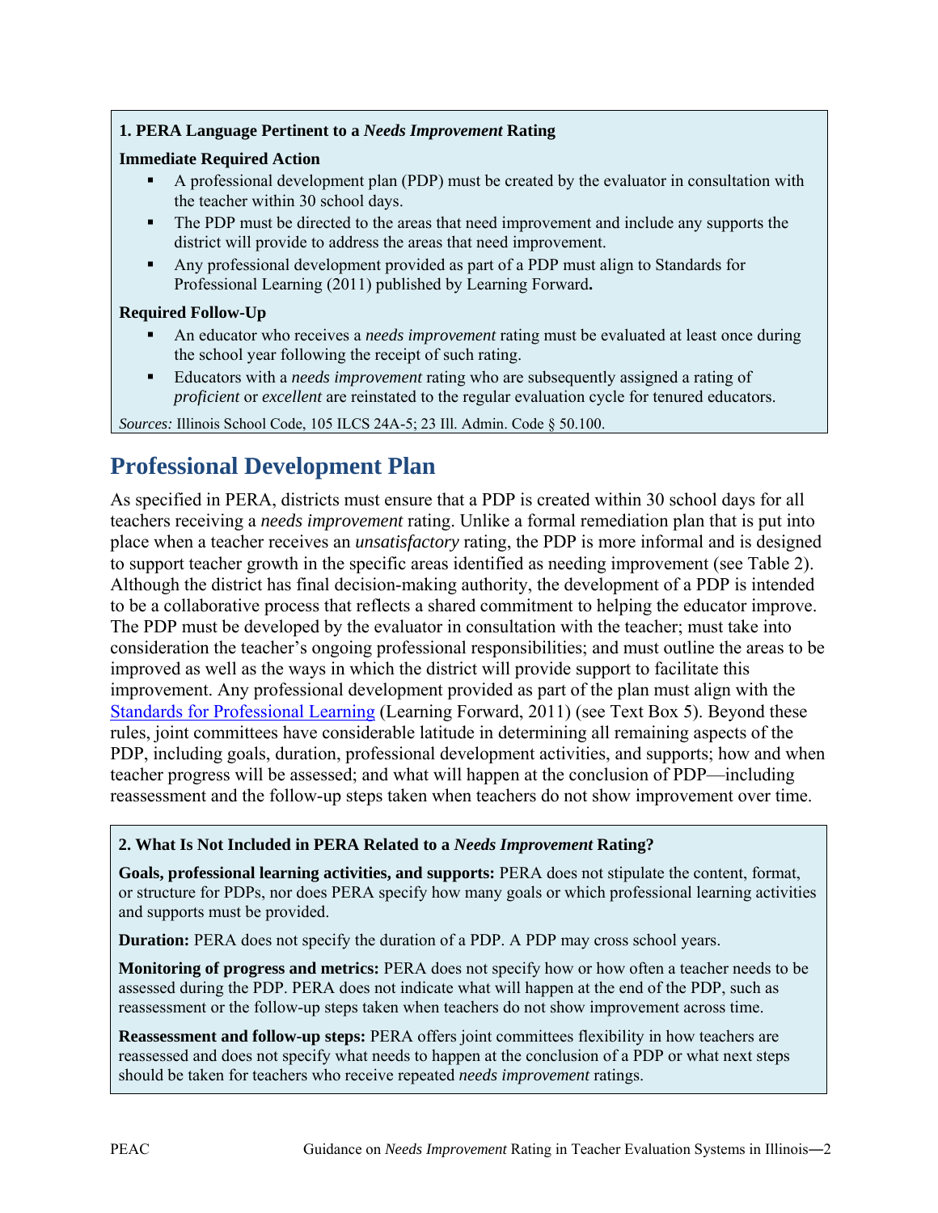**1. PERA Language Pertinent to a *Needs Improvement* Rating**

**Immediate Required Action**

- A professional development plan (PDP) must be created by the evaluator in consultation with the teacher within 30 school days.
- The PDP must be directed to the areas that need improvement and include any supports the district will provide to address the areas that need improvement.
- Any professional development provided as part of a PDP must align to Standards for Professional Learning (2011) published by Learning Forward**.**

**Required Follow-Up**

- An educator who receives a *needs improvement* rating must be evaluated at least once during the school year following the receipt of such rating.
- Educators with a *needs improvement* rating who are subsequently assigned a rating of *proficient* or *excellent* are reinstated to the regular evaluation cycle for tenured educators.

*Sources:* Illinois School Code, 105 ILCS 24A-5; 23 Ill. Admin. Code § 50.100.

## Professional Development Plan

As specified in PERA, districts must ensure that a PDP is created within 30 school days for all teachers receiving a *needs improvement* rating. Unlike a formal remediation plan that is put into place when a teacher receives an *unsatisfactory* rating, the PDP is more informal and is designed to support teacher growth in the specific areas identified as needing improvement (see Table 2). Although the district has final decision-making authority, the development of a PDP is intended to be a collaborative process that reflects a shared commitment to helping the educator improve. The PDP must be developed by the evaluator in consultation with the teacher; must take into consideration the teacher's ongoing professional responsibilities; and must outline the areas to be improved as well as the ways in which the district will provide support to facilitate this improvement. Any professional development provided as part of the plan must align with the Standards for Professional Learning (Learning Forward, 2011) (see Text Box 5). Beyond these rules, joint committees have considerable latitude in determining all remaining aspects of the PDP, including goals, duration, professional development activities, and supports; how and when teacher progress will be assessed; and what will happen at the conclusion of PDP—including reassessment and the follow-up steps taken when teachers do not show improvement over time.

**2. What Is Not Included in PERA Related to a *Needs Improvement* Rating?**

**Goals, professional learning activities, and supports:** PERA does not stipulate the content, format, or structure for PDPs, nor does PERA specify how many goals or which professional learning activities and supports must be provided.

**Duration:** PERA does not specify the duration of a PDP. A PDP may cross school years.

**Monitoring of progress and metrics:** PERA does not specify how or how often a teacher needs to be assessed during the PDP. PERA does not indicate what will happen at the end of the PDP, such as reassessment or the follow-up steps taken when teachers do not show improvement across time.

**Reassessment and follow-up steps:** PERA offers joint committees flexibility in how teachers are reassessed and does not specify what needs to happen at the conclusion of a PDP or what next steps should be taken for teachers who receive repeated *needs improvement* ratings.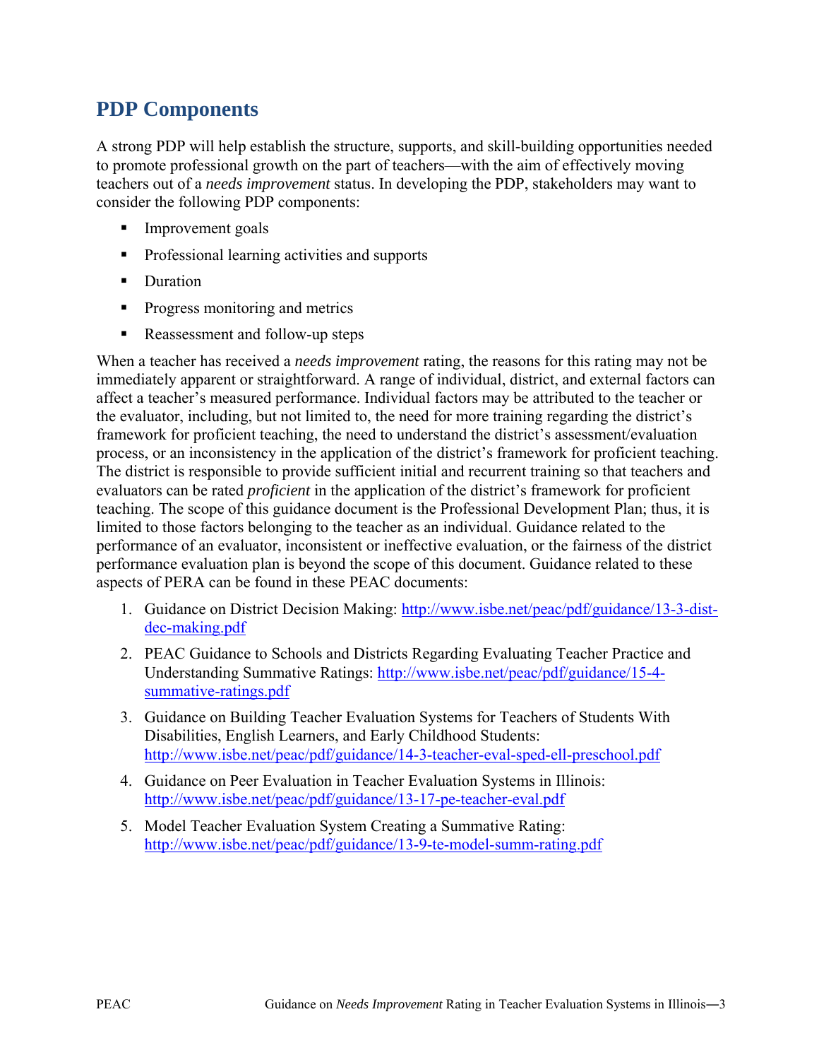## PDP Components

A strong PDP will help establish the structure, supports, and skill-building opportunities needed to promote professional growth on the part of teachers—with the aim of effectively moving teachers out of a *needs improvement* status. In developing the PDP, stakeholders may want to consider the following PDP components:

- Improvement goals
- Professional learning activities and supports
- Duration
- Progress monitoring and metrics
- Reassessment and follow-up steps

When a teacher has received a *needs improvement* rating, the reasons for this rating may not be immediately apparent or straightforward. A range of individual, district, and external factors can affect a teacher's measured performance. Individual factors may be attributed to the teacher or the evaluator, including, but not limited to, the need for more training regarding the district's framework for proficient teaching, the need to understand the district's assessment/evaluation process, or an inconsistency in the application of the district's framework for proficient teaching. The district is responsible to provide sufficient initial and recurrent training so that teachers and evaluators can be rated *proficient* in the application of the district's framework for proficient teaching. The scope of this guidance document is the Professional Development Plan; thus, it is limited to those factors belonging to the teacher as an individual. Guidance related to the performance of an evaluator, inconsistent or ineffective evaluation, or the fairness of the district performance evaluation plan is beyond the scope of this document. Guidance related to these aspects of PERA can be found in these PEAC documents:

1. Guidance on District Decision Making: [http://www.isbe.net/peac/pdf/guidance/13-3-dist-dec-making.pdf](http://www.isbe.net/peac/pdf/guidance/13-3-dist-dec-making.pdf)
2. PEAC Guidance to Schools and Districts Regarding Evaluating Teacher Practice and Understanding Summative Ratings: [http://www.isbe.net/peac/pdf/guidance/15-4-summative-ratings.pdf](http://www.isbe.net/peac/pdf/guidance/15-4-summative-ratings.pdf)
3. Guidance on Building Teacher Evaluation Systems for Teachers of Students With Disabilities, English Learners, and Early Childhood Students: [http://www.isbe.net/peac/pdf/guidance/14-3-teacher-eval-sped-ell-preschool.pdf](http://www.isbe.net/peac/pdf/guidance/14-3-teacher-eval-sped-ell-preschool.pdf)
4. Guidance on Peer Evaluation in Teacher Evaluation Systems in Illinois: [http://www.isbe.net/peac/pdf/guidance/13-17-pe-teacher-eval.pdf](http://www.isbe.net/peac/pdf/guidance/13-17-pe-teacher-eval.pdf)
5. Model Teacher Evaluation System Creating a Summative Rating: [http://www.isbe.net/peac/pdf/guidance/13-9-te-model-summ-rating.pdf](http://www.isbe.net/peac/pdf/guidance/13-9-te-model-summ-rating.pdf)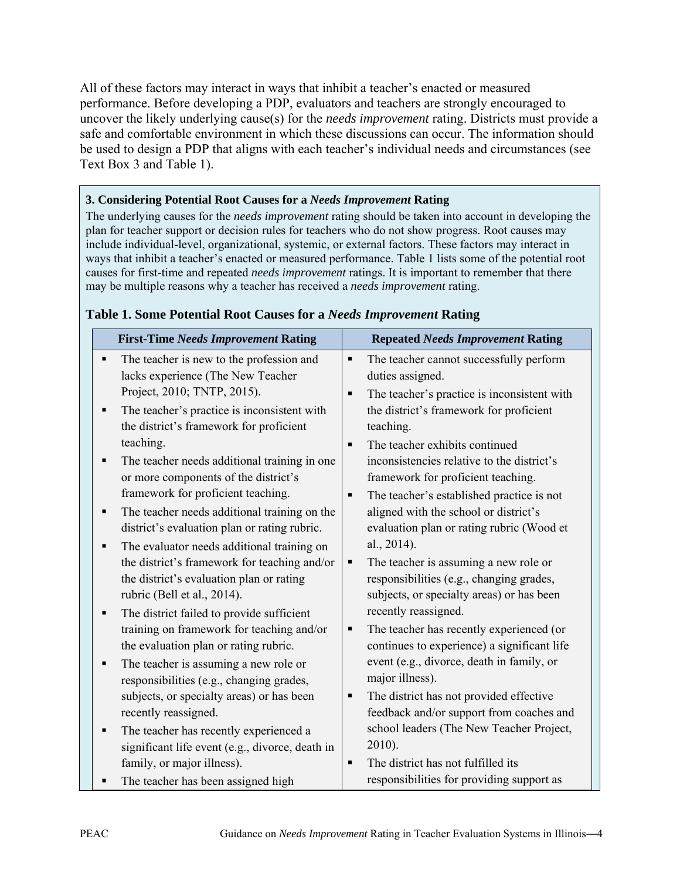All of these factors may interact in ways that inhibit a teacher's enacted or measured performance. Before developing a PDP, evaluators and teachers are strongly encouraged to uncover the likely underlying cause(s) for the *needs improvement* rating. Districts must provide a safe and comfortable environment in which these discussions can occur. The information should be used to design a PDP that aligns with each teacher's individual needs and circumstances (see Text Box 3 and Table 1).

**3. Considering Potential Root Causes for a *Needs Improvement* Rating**

The underlying causes for the *needs improvement* rating should be taken into account in developing the plan for teacher support or decision rules for teachers who do not show progress. Root causes may include individual-level, organizational, systemic, or external factors. These factors may interact in ways that inhibit a teacher's enacted or measured performance. Table 1 lists some of the potential root causes for first-time and repeated *needs improvement* ratings. It is important to remember that there may be multiple reasons why a teacher has received a *needs improvement* rating.

### Table 1. Some Potential Root Causes for a *Needs Improvement* Rating

| First-Time *Needs Improvement* Rating | Repeated *Needs Improvement* Rating |
|---|---|
| ▪ The teacher is new to the profession and lacks experience (The New Teacher Project, 2010; TNTP, 2015).<br>▪ The teacher's practice is inconsistent with the district's framework for proficient teaching.<br>▪ The teacher needs additional training in one or more components of the district's framework for proficient teaching.<br>▪ The teacher needs additional training on the district's evaluation plan or rating rubric.<br>▪ The evaluator needs additional training on the district's framework for teaching and/or the district's evaluation plan or rating rubric (Bell et al., 2014).<br>▪ The district failed to provide sufficient training on framework for teaching and/or the evaluation plan or rating rubric.<br>▪ The teacher is assuming a new role or responsibilities (e.g., changing grades, subjects, or specialty areas) or has been recently reassigned.<br>▪ The teacher has recently experienced a significant life event (e.g., divorce, death in family, or major illness).<br>▪ The teacher has been assigned high | ▪ The teacher cannot successfully perform duties assigned.<br>▪ The teacher's practice is inconsistent with the district's framework for proficient teaching.<br>▪ The teacher exhibits continued inconsistencies relative to the district's framework for proficient teaching.<br>▪ The teacher's established practice is not aligned with the school or district's evaluation plan or rating rubric (Wood et al., 2014).<br>▪ The teacher is assuming a new role or responsibilities (e.g., changing grades, subjects, or specialty areas) or has been recently reassigned.<br>▪ The teacher has recently experienced (or continues to experience) a significant life event (e.g., divorce, death in family, or major illness).<br>▪ The district has not provided effective feedback and/or support from coaches and school leaders (The New Teacher Project, 2010).<br>▪ The district has not fulfilled its responsibilities for providing support as |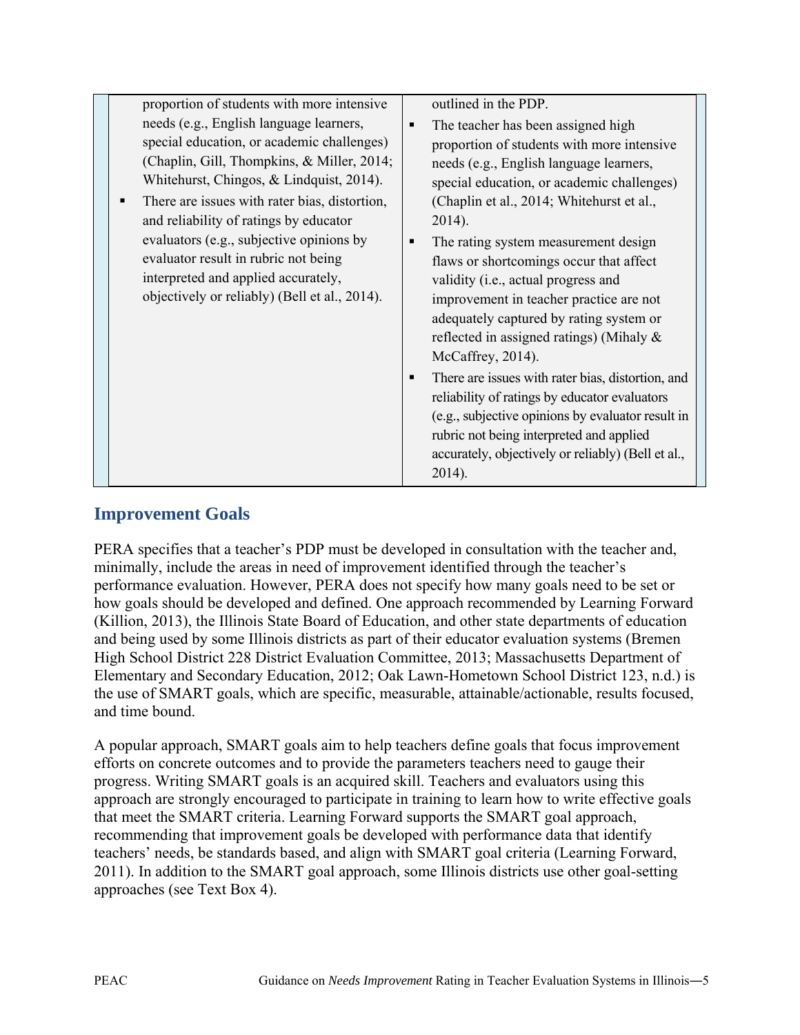| | |
|---|---|
| proportion of students with more intensive needs (e.g., English language learners, special education, or academic challenges) (Chaplin, Gill, Thompkins, & Miller, 2014; Whitehurst, Chingos, & Lindquist, 2014).<br>▪ There are issues with rater bias, distortion, and reliability of ratings by educator evaluators (e.g., subjective opinions by evaluator result in rubric not being interpreted and applied accurately, objectively or reliably) (Bell et al., 2014). | outlined in the PDP.<br>▪ The teacher has been assigned high proportion of students with more intensive needs (e.g., English language learners, special education, or academic challenges) (Chaplin et al., 2014; Whitehurst et al., 2014).<br>▪ The rating system measurement design flaws or shortcomings occur that affect validity (i.e., actual progress and improvement in teacher practice are not adequately captured by rating system or reflected in assigned ratings) (Mihaly & McCaffrey, 2014).<br>▪ There are issues with rater bias, distortion, and reliability of ratings by educator evaluators (e.g., subjective opinions by evaluator result in rubric not being interpreted and applied accurately, objectively or reliably) (Bell et al., 2014). |

## Improvement Goals

PERA specifies that a teacher's PDP must be developed in consultation with the teacher and, minimally, include the areas in need of improvement identified through the teacher's performance evaluation. However, PERA does not specify how many goals need to be set or how goals should be developed and defined. One approach recommended by Learning Forward (Killion, 2013), the Illinois State Board of Education, and other state departments of education and being used by some Illinois districts as part of their educator evaluation systems (Bremen High School District 228 District Evaluation Committee, 2013; Massachusetts Department of Elementary and Secondary Education, 2012; Oak Lawn-Hometown School District 123, n.d.) is the use of SMART goals, which are specific, measurable, attainable/actionable, results focused, and time bound.

A popular approach, SMART goals aim to help teachers define goals that focus improvement efforts on concrete outcomes and to provide the parameters teachers need to gauge their progress. Writing SMART goals is an acquired skill. Teachers and evaluators using this approach are strongly encouraged to participate in training to learn how to write effective goals that meet the SMART criteria. Learning Forward supports the SMART goal approach, recommending that improvement goals be developed with performance data that identify teachers' needs, be standards based, and align with SMART goal criteria (Learning Forward, 2011). In addition to the SMART goal approach, some Illinois districts use other goal-setting approaches (see Text Box 4).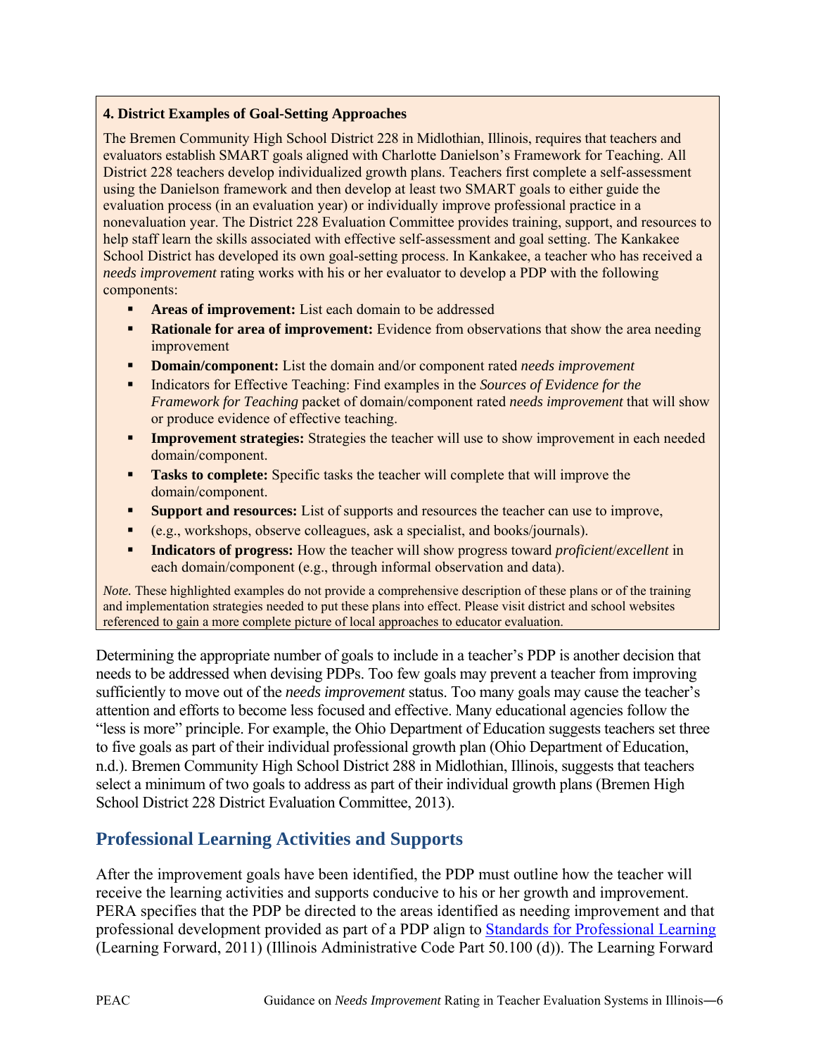**4. District Examples of Goal-Setting Approaches**

The Bremen Community High School District 228 in Midlothian, Illinois, requires that teachers and evaluators establish SMART goals aligned with Charlotte Danielson's Framework for Teaching. All District 228 teachers develop individualized growth plans. Teachers first complete a self-assessment using the Danielson framework and then develop at least two SMART goals to either guide the evaluation process (in an evaluation year) or individually improve professional practice in a nonevaluation year. The District 228 Evaluation Committee provides training, support, and resources to help staff learn the skills associated with effective self-assessment and goal setting. The Kankakee School District has developed its own goal-setting process. In Kankakee, a teacher who has received a *needs improvement* rating works with his or her evaluator to develop a PDP with the following components:

- **Areas of improvement:** List each domain to be addressed
- **Rationale for area of improvement:** Evidence from observations that show the area needing improvement
- **Domain/component:** List the domain and/or component rated *needs improvement*
- Indicators for Effective Teaching: Find examples in the *Sources of Evidence for the Framework for Teaching* packet of domain/component rated *needs improvement* that will show or produce evidence of effective teaching.
- **Improvement strategies:** Strategies the teacher will use to show improvement in each needed domain/component.
- **Tasks to complete:** Specific tasks the teacher will complete that will improve the domain/component.
- **Support and resources:** List of supports and resources the teacher can use to improve,
- (e.g., workshops, observe colleagues, ask a specialist, and books/journals).
- **Indicators of progress:** How the teacher will show progress toward *proficient*/*excellent* in each domain/component (e.g., through informal observation and data).

*Note.* These highlighted examples do not provide a comprehensive description of these plans or of the training and implementation strategies needed to put these plans into effect. Please visit district and school websites referenced to gain a more complete picture of local approaches to educator evaluation.

Determining the appropriate number of goals to include in a teacher's PDP is another decision that needs to be addressed when devising PDPs. Too few goals may prevent a teacher from improving sufficiently to move out of the *needs improvement* status. Too many goals may cause the teacher's attention and efforts to become less focused and effective. Many educational agencies follow the "less is more" principle. For example, the Ohio Department of Education suggests teachers set three to five goals as part of their individual professional growth plan (Ohio Department of Education, n.d.). Bremen Community High School District 288 in Midlothian, Illinois, suggests that teachers select a minimum of two goals to address as part of their individual growth plans (Bremen High School District 228 District Evaluation Committee, 2013).

## Professional Learning Activities and Supports

After the improvement goals have been identified, the PDP must outline how the teacher will receive the learning activities and supports conducive to his or her growth and improvement. PERA specifies that the PDP be directed to the areas identified as needing improvement and that professional development provided as part of a PDP align to [Standards for Professional Learning](#) (Learning Forward, 2011) (Illinois Administrative Code Part 50.100 (d)). The Learning Forward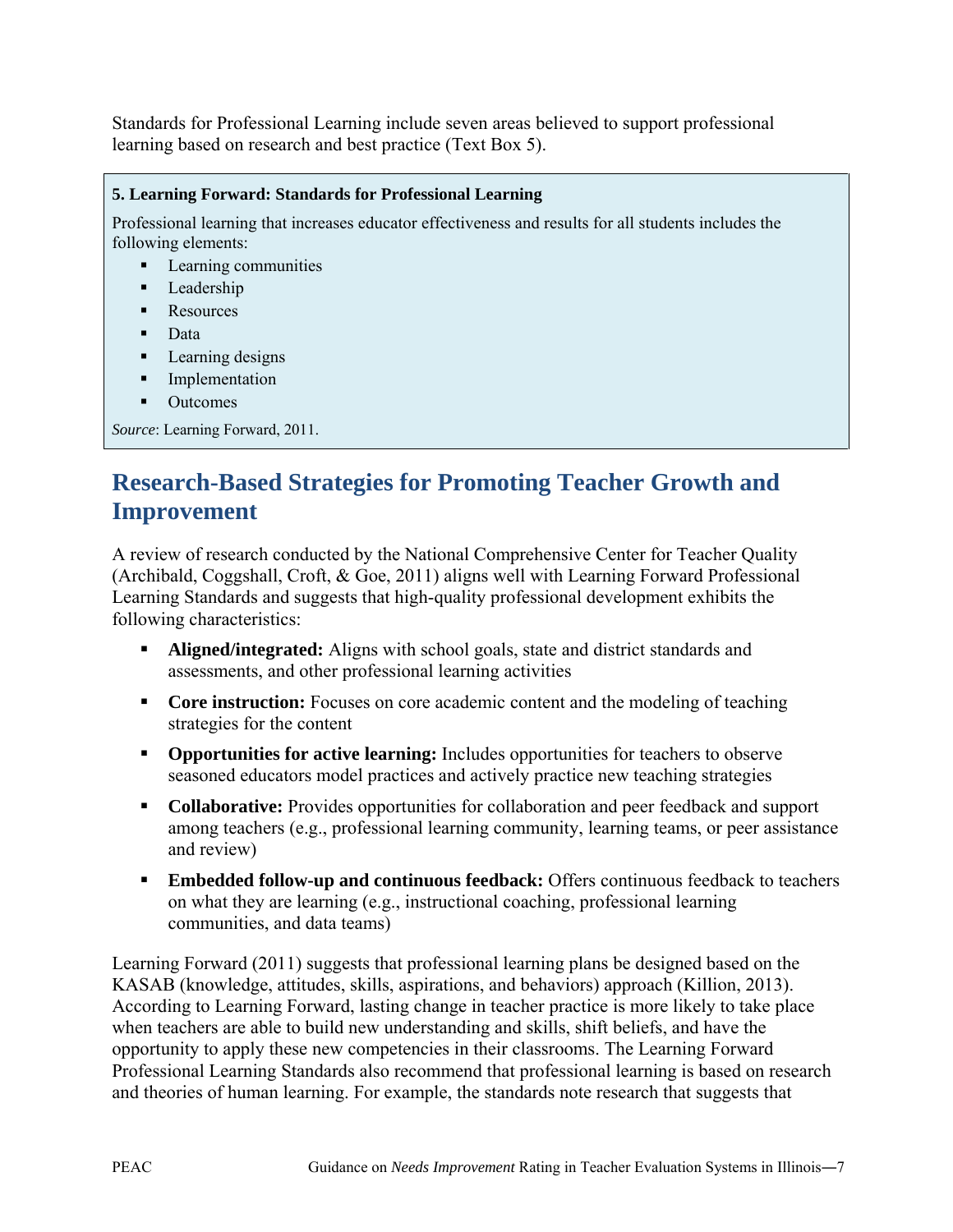Standards for Professional Learning include seven areas believed to support professional learning based on research and best practice (Text Box 5).

> **5. Learning Forward: Standards for Professional Learning**
>
> Professional learning that increases educator effectiveness and results for all students includes the following elements:
>
> - Learning communities
> - Leadership
> - Resources
> - Data
> - Learning designs
> - Implementation
> - Outcomes
>
> *Source*: Learning Forward, 2011.

## Research-Based Strategies for Promoting Teacher Growth and Improvement

A review of research conducted by the National Comprehensive Center for Teacher Quality (Archibald, Coggshall, Croft, & Goe, 2011) aligns well with Learning Forward Professional Learning Standards and suggests that high-quality professional development exhibits the following characteristics:

- **Aligned/integrated:** Aligns with school goals, state and district standards and assessments, and other professional learning activities
- **Core instruction:** Focuses on core academic content and the modeling of teaching strategies for the content
- **Opportunities for active learning:** Includes opportunities for teachers to observe seasoned educators model practices and actively practice new teaching strategies
- **Collaborative:** Provides opportunities for collaboration and peer feedback and support among teachers (e.g., professional learning community, learning teams, or peer assistance and review)
- **Embedded follow-up and continuous feedback:** Offers continuous feedback to teachers on what they are learning (e.g., instructional coaching, professional learning communities, and data teams)

Learning Forward (2011) suggests that professional learning plans be designed based on the KASAB (knowledge, attitudes, skills, aspirations, and behaviors) approach (Killion, 2013). According to Learning Forward, lasting change in teacher practice is more likely to take place when teachers are able to build new understanding and skills, shift beliefs, and have the opportunity to apply these new competencies in their classrooms. The Learning Forward Professional Learning Standards also recommend that professional learning is based on research and theories of human learning. For example, the standards note research that suggests that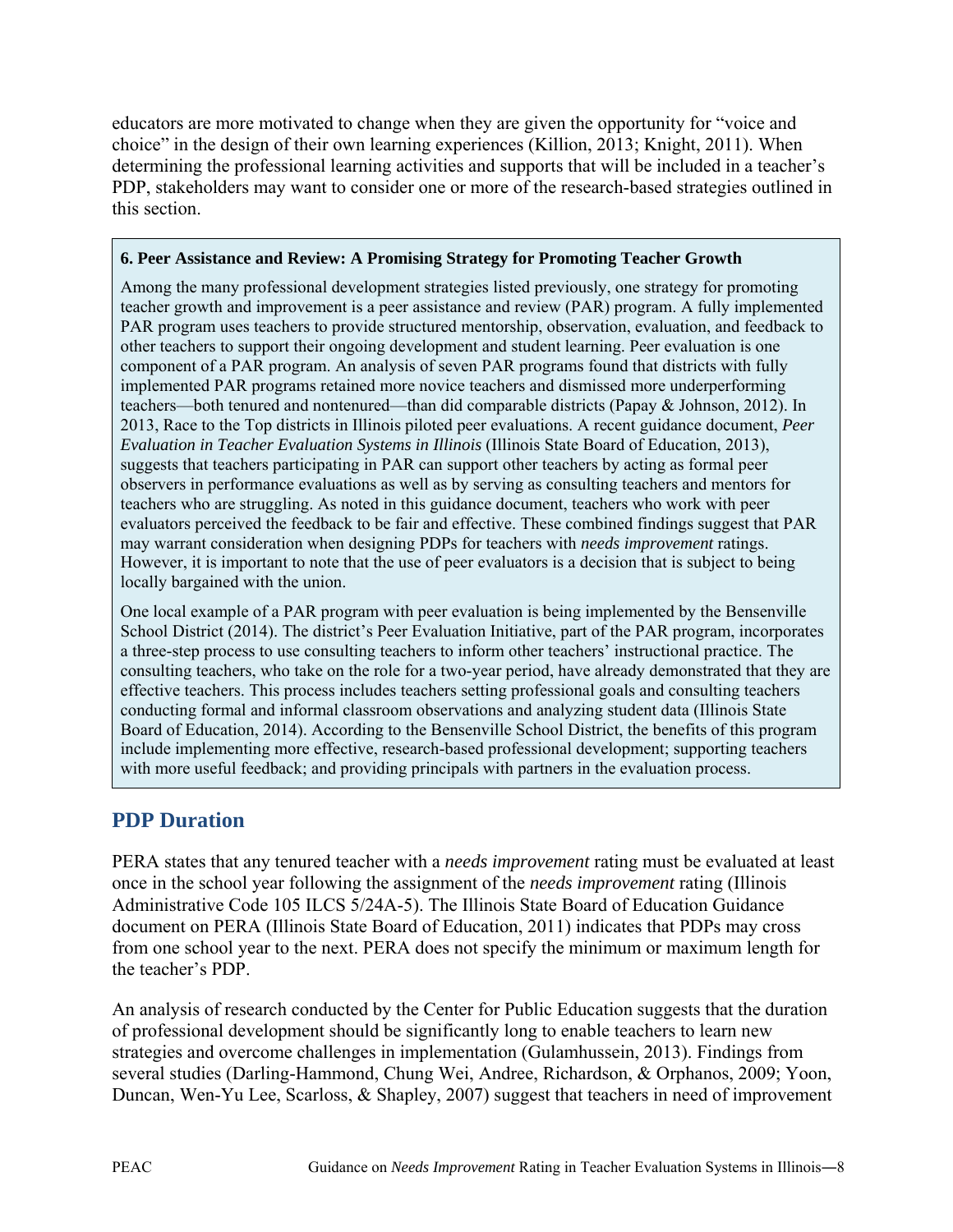educators are more motivated to change when they are given the opportunity for "voice and choice" in the design of their own learning experiences (Killion, 2013; Knight, 2011). When determining the professional learning activities and supports that will be included in a teacher's PDP, stakeholders may want to consider one or more of the research-based strategies outlined in this section.

> **6. Peer Assistance and Review: A Promising Strategy for Promoting Teacher Growth**
>
> Among the many professional development strategies listed previously, one strategy for promoting teacher growth and improvement is a peer assistance and review (PAR) program. A fully implemented PAR program uses teachers to provide structured mentorship, observation, evaluation, and feedback to other teachers to support their ongoing development and student learning. Peer evaluation is one component of a PAR program. An analysis of seven PAR programs found that districts with fully implemented PAR programs retained more novice teachers and dismissed more underperforming teachers—both tenured and nontenured—than did comparable districts (Papay & Johnson, 2012). In 2013, Race to the Top districts in Illinois piloted peer evaluations. A recent guidance document, *Peer Evaluation in Teacher Evaluation Systems in Illinois* (Illinois State Board of Education, 2013), suggests that teachers participating in PAR can support other teachers by acting as formal peer observers in performance evaluations as well as by serving as consulting teachers and mentors for teachers who are struggling. As noted in this guidance document, teachers who work with peer evaluators perceived the feedback to be fair and effective. These combined findings suggest that PAR may warrant consideration when designing PDPs for teachers with *needs improvement* ratings. However, it is important to note that the use of peer evaluators is a decision that is subject to being locally bargained with the union.
>
> One local example of a PAR program with peer evaluation is being implemented by the Bensenville School District (2014). The district's Peer Evaluation Initiative, part of the PAR program, incorporates a three-step process to use consulting teachers to inform other teachers' instructional practice. The consulting teachers, who take on the role for a two-year period, have already demonstrated that they are effective teachers. This process includes teachers setting professional goals and consulting teachers conducting formal and informal classroom observations and analyzing student data (Illinois State Board of Education, 2014). According to the Bensenville School District, the benefits of this program include implementing more effective, research-based professional development; supporting teachers with more useful feedback; and providing principals with partners in the evaluation process.

## PDP Duration

PERA states that any tenured teacher with a *needs improvement* rating must be evaluated at least once in the school year following the assignment of the *needs improvement* rating (Illinois Administrative Code 105 ILCS 5/24A-5). The Illinois State Board of Education Guidance document on PERA (Illinois State Board of Education, 2011) indicates that PDPs may cross from one school year to the next. PERA does not specify the minimum or maximum length for the teacher's PDP.

An analysis of research conducted by the Center for Public Education suggests that the duration of professional development should be significantly long to enable teachers to learn new strategies and overcome challenges in implementation (Gulamhussein, 2013). Findings from several studies (Darling-Hammond, Chung Wei, Andree, Richardson, & Orphanos, 2009; Yoon, Duncan, Wen-Yu Lee, Scarloss, & Shapley, 2007) suggest that teachers in need of improvement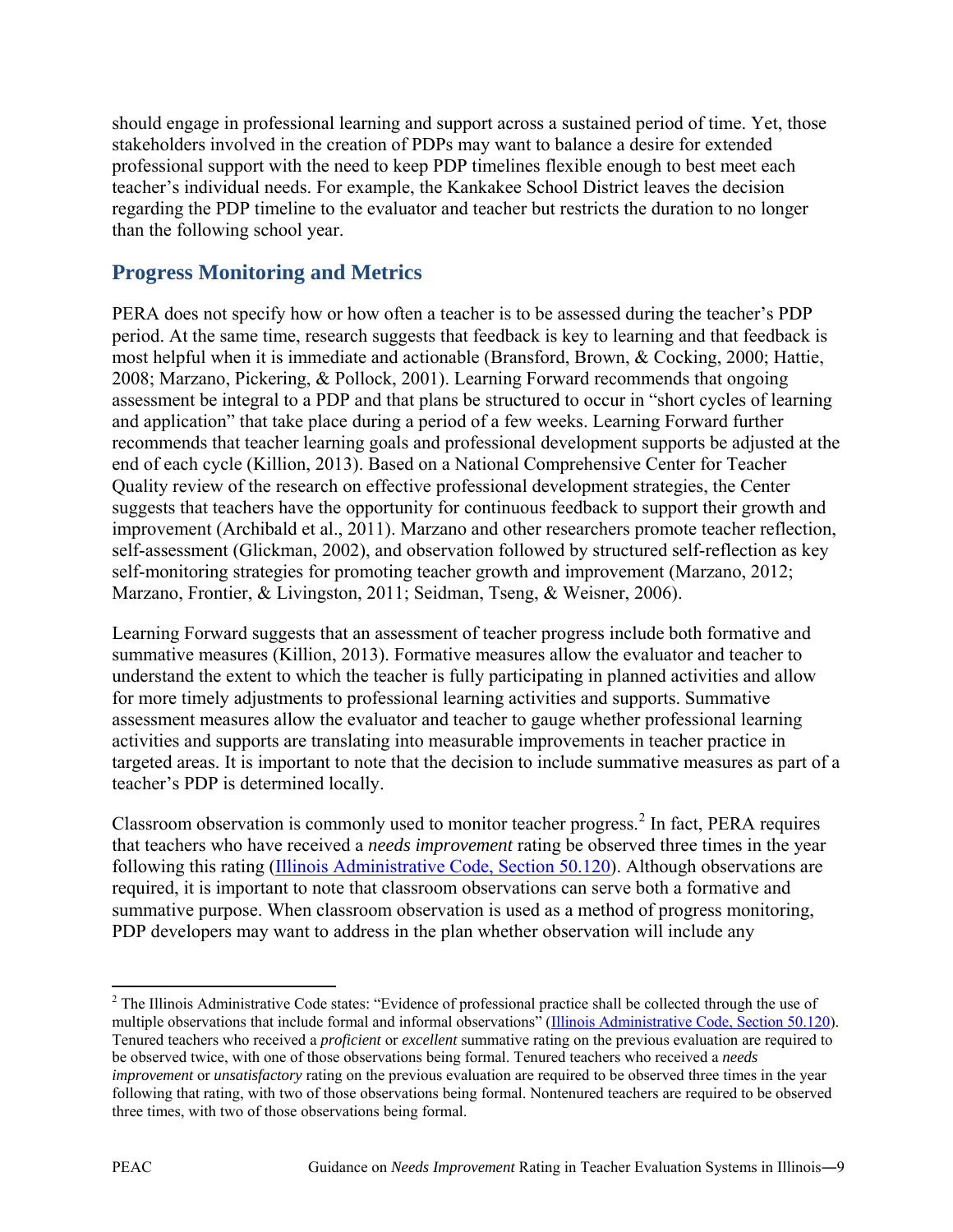should engage in professional learning and support across a sustained period of time. Yet, those stakeholders involved in the creation of PDPs may want to balance a desire for extended professional support with the need to keep PDP timelines flexible enough to best meet each teacher's individual needs. For example, the Kankakee School District leaves the decision regarding the PDP timeline to the evaluator and teacher but restricts the duration to no longer than the following school year.

## Progress Monitoring and Metrics

PERA does not specify how or how often a teacher is to be assessed during the teacher's PDP period. At the same time, research suggests that feedback is key to learning and that feedback is most helpful when it is immediate and actionable (Bransford, Brown, & Cocking, 2000; Hattie, 2008; Marzano, Pickering, & Pollock, 2001). Learning Forward recommends that ongoing assessment be integral to a PDP and that plans be structured to occur in "short cycles of learning and application" that take place during a period of a few weeks. Learning Forward further recommends that teacher learning goals and professional development supports be adjusted at the end of each cycle (Killion, 2013). Based on a National Comprehensive Center for Teacher Quality review of the research on effective professional development strategies, the Center suggests that teachers have the opportunity for continuous feedback to support their growth and improvement (Archibald et al., 2011). Marzano and other researchers promote teacher reflection, self-assessment (Glickman, 2002), and observation followed by structured self-reflection as key self-monitoring strategies for promoting teacher growth and improvement (Marzano, 2012; Marzano, Frontier, & Livingston, 2011; Seidman, Tseng, & Weisner, 2006).

Learning Forward suggests that an assessment of teacher progress include both formative and summative measures (Killion, 2013). Formative measures allow the evaluator and teacher to understand the extent to which the teacher is fully participating in planned activities and allow for more timely adjustments to professional learning activities and supports. Summative assessment measures allow the evaluator and teacher to gauge whether professional learning activities and supports are translating into measurable improvements in teacher practice in targeted areas. It is important to note that the decision to include summative measures as part of a teacher's PDP is determined locally.

Classroom observation is commonly used to monitor teacher progress.[2] In fact, PERA requires that teachers who have received a *needs improvement* rating be observed three times in the year following this rating ([Illinois Administrative Code, Section 50.120](#)). Although observations are required, it is important to note that classroom observations can serve both a formative and summative purpose. When classroom observation is used as a method of progress monitoring, PDP developers may want to address in the plan whether observation will include any

---

[2] The Illinois Administrative Code states: "Evidence of professional practice shall be collected through the use of multiple observations that include formal and informal observations" ([Illinois Administrative Code, Section 50.120](#)). Tenured teachers who received a *proficient* or *excellent* summative rating on the previous evaluation are required to be observed twice, with one of those observations being formal. Tenured teachers who received a *needs improvement* or *unsatisfactory* rating on the previous evaluation are required to be observed three times in the year following that rating, with two of those observations being formal. Nontenured teachers are required to be observed three times, with two of those observations being formal.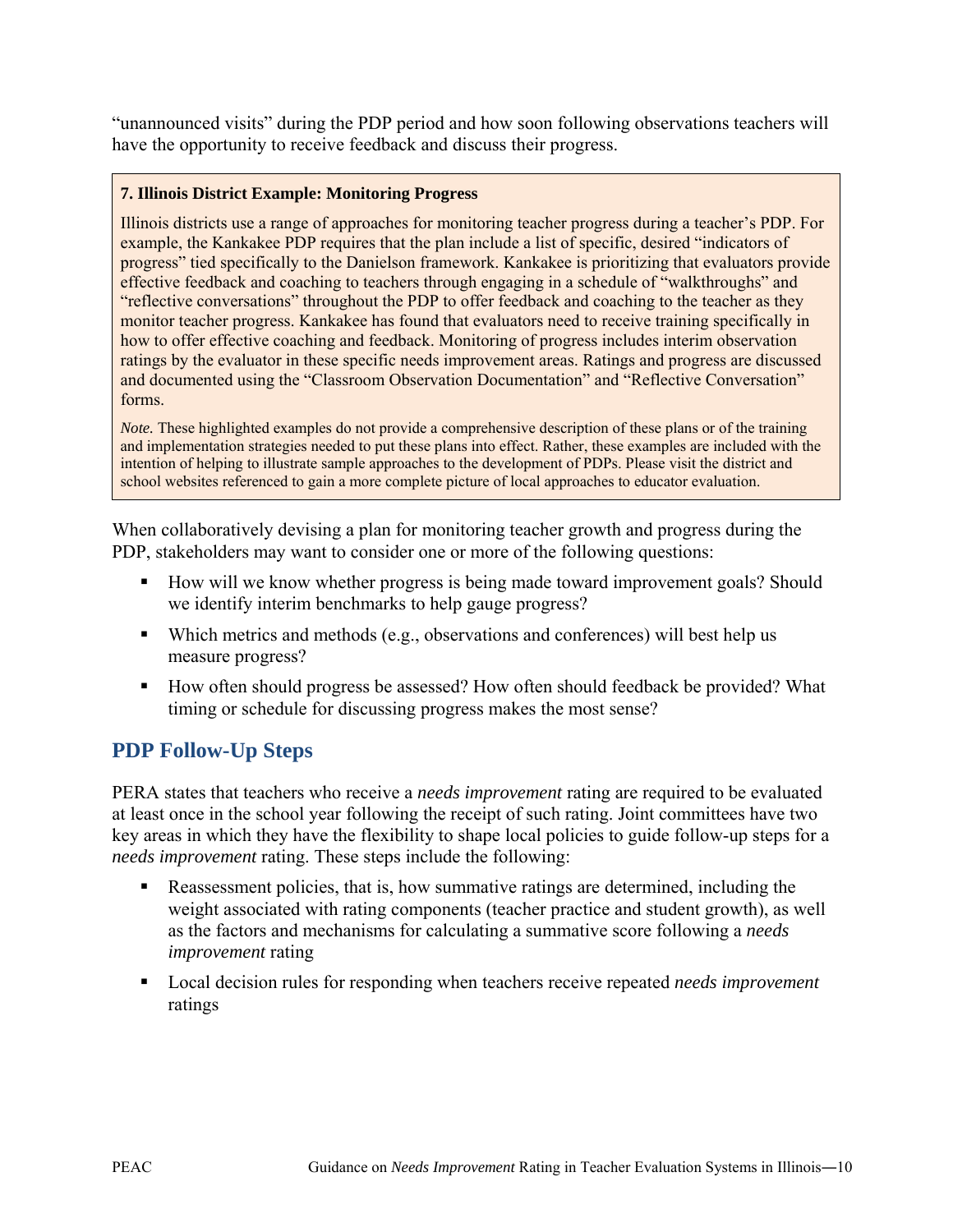"unannounced visits" during the PDP period and how soon following observations teachers will have the opportunity to receive feedback and discuss their progress.

> **7. Illinois District Example: Monitoring Progress**
>
> Illinois districts use a range of approaches for monitoring teacher progress during a teacher's PDP. For example, the Kankakee PDP requires that the plan include a list of specific, desired "indicators of progress" tied specifically to the Danielson framework. Kankakee is prioritizing that evaluators provide effective feedback and coaching to teachers through engaging in a schedule of "walkthroughs" and "reflective conversations" throughout the PDP to offer feedback and coaching to the teacher as they monitor teacher progress. Kankakee has found that evaluators need to receive training specifically in how to offer effective coaching and feedback. Monitoring of progress includes interim observation ratings by the evaluator in these specific needs improvement areas. Ratings and progress are discussed and documented using the "Classroom Observation Documentation" and "Reflective Conversation" forms.
>
> *Note.* These highlighted examples do not provide a comprehensive description of these plans or of the training and implementation strategies needed to put these plans into effect. Rather, these examples are included with the intention of helping to illustrate sample approaches to the development of PDPs. Please visit the district and school websites referenced to gain a more complete picture of local approaches to educator evaluation.

When collaboratively devising a plan for monitoring teacher growth and progress during the PDP, stakeholders may want to consider one or more of the following questions:

- How will we know whether progress is being made toward improvement goals? Should we identify interim benchmarks to help gauge progress?
- Which metrics and methods (e.g., observations and conferences) will best help us measure progress?
- How often should progress be assessed? How often should feedback be provided? What timing or schedule for discussing progress makes the most sense?

## PDP Follow-Up Steps

PERA states that teachers who receive a *needs improvement* rating are required to be evaluated at least once in the school year following the receipt of such rating. Joint committees have two key areas in which they have the flexibility to shape local policies to guide follow-up steps for a *needs improvement* rating. These steps include the following:

- Reassessment policies, that is, how summative ratings are determined, including the weight associated with rating components (teacher practice and student growth), as well as the factors and mechanisms for calculating a summative score following a *needs improvement* rating
- Local decision rules for responding when teachers receive repeated *needs improvement* ratings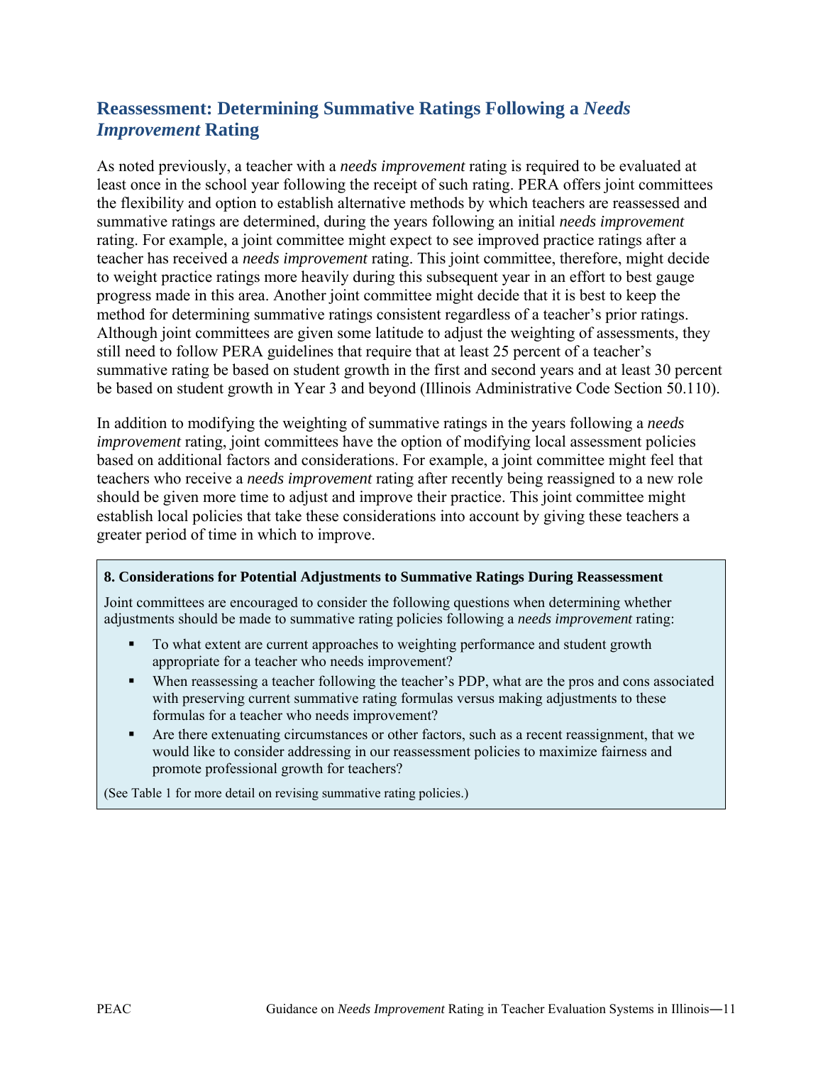## Reassessment: Determining Summative Ratings Following a *Needs Improvement* Rating

As noted previously, a teacher with a *needs improvement* rating is required to be evaluated at least once in the school year following the receipt of such rating. PERA offers joint committees the flexibility and option to establish alternative methods by which teachers are reassessed and summative ratings are determined, during the years following an initial *needs improvement* rating. For example, a joint committee might expect to see improved practice ratings after a teacher has received a *needs improvement* rating. This joint committee, therefore, might decide to weight practice ratings more heavily during this subsequent year in an effort to best gauge progress made in this area. Another joint committee might decide that it is best to keep the method for determining summative ratings consistent regardless of a teacher's prior ratings. Although joint committees are given some latitude to adjust the weighting of assessments, they still need to follow PERA guidelines that require that at least 25 percent of a teacher's summative rating be based on student growth in the first and second years and at least 30 percent be based on student growth in Year 3 and beyond (Illinois Administrative Code Section 50.110).

In addition to modifying the weighting of summative ratings in the years following a *needs improvement* rating, joint committees have the option of modifying local assessment policies based on additional factors and considerations. For example, a joint committee might feel that teachers who receive a *needs improvement* rating after recently being reassigned to a new role should be given more time to adjust and improve their practice. This joint committee might establish local policies that take these considerations into account by giving these teachers a greater period of time in which to improve.

**8. Considerations for Potential Adjustments to Summative Ratings During Reassessment**

Joint committees are encouraged to consider the following questions when determining whether adjustments should be made to summative rating policies following a *needs improvement* rating:

- To what extent are current approaches to weighting performance and student growth appropriate for a teacher who needs improvement?
- When reassessing a teacher following the teacher's PDP, what are the pros and cons associated with preserving current summative rating formulas versus making adjustments to these formulas for a teacher who needs improvement?
- Are there extenuating circumstances or other factors, such as a recent reassignment, that we would like to consider addressing in our reassessment policies to maximize fairness and promote professional growth for teachers?

(See Table 1 for more detail on revising summative rating policies.)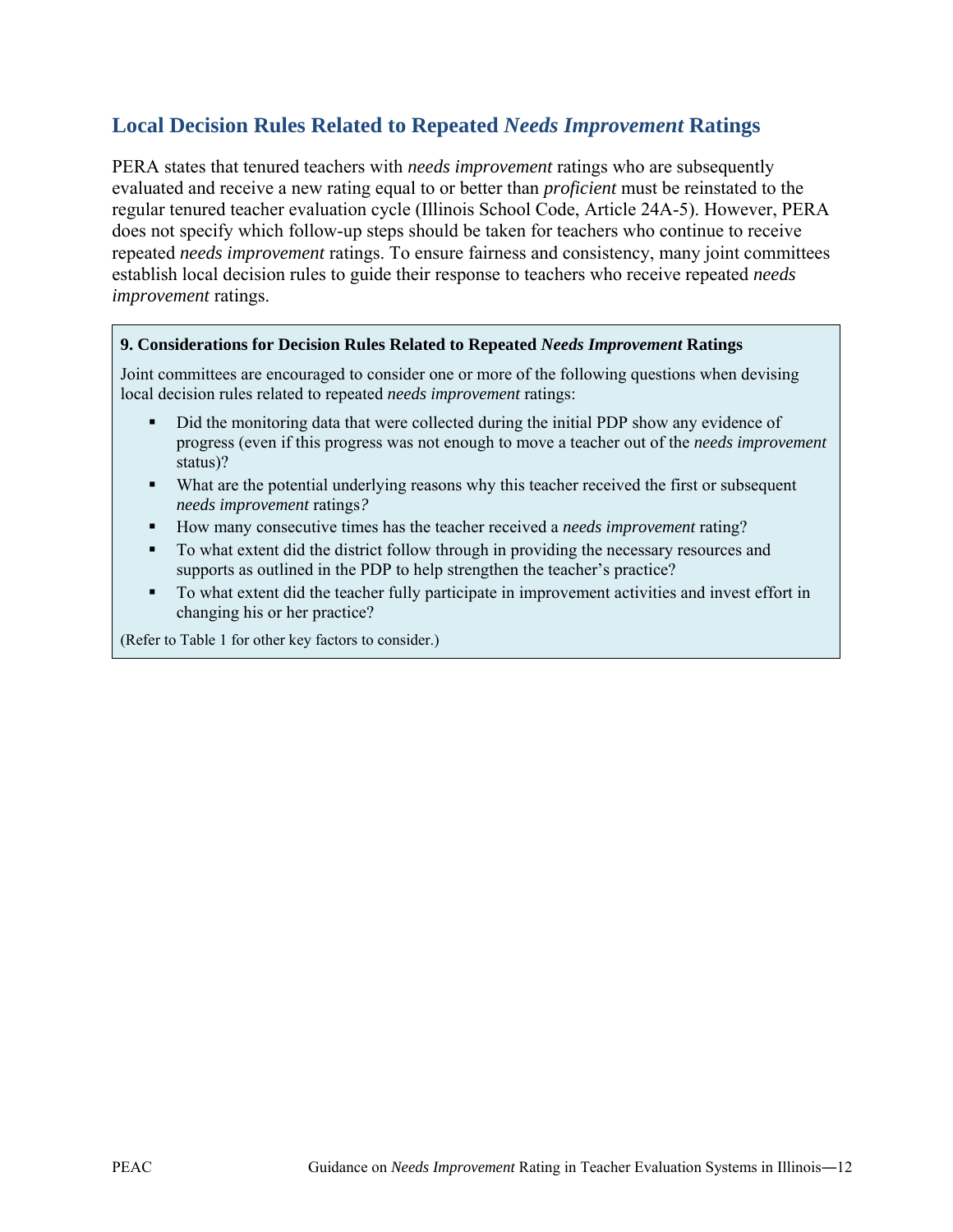## Local Decision Rules Related to Repeated *Needs Improvement* Ratings

PERA states that tenured teachers with *needs improvement* ratings who are subsequently evaluated and receive a new rating equal to or better than *proficient* must be reinstated to the regular tenured teacher evaluation cycle (Illinois School Code, Article 24A-5). However, PERA does not specify which follow-up steps should be taken for teachers who continue to receive repeated *needs improvement* ratings. To ensure fairness and consistency, many joint committees establish local decision rules to guide their response to teachers who receive repeated *needs improvement* ratings.

**9. Considerations for Decision Rules Related to Repeated *Needs Improvement* Ratings**

Joint committees are encouraged to consider one or more of the following questions when devising local decision rules related to repeated *needs improvement* ratings:

- Did the monitoring data that were collected during the initial PDP show any evidence of progress (even if this progress was not enough to move a teacher out of the *needs improvement* status)?
- What are the potential underlying reasons why this teacher received the first or subsequent *needs improvement* ratings?
- How many consecutive times has the teacher received a *needs improvement* rating?
- To what extent did the district follow through in providing the necessary resources and supports as outlined in the PDP to help strengthen the teacher's practice?
- To what extent did the teacher fully participate in improvement activities and invest effort in changing his or her practice?

(Refer to Table 1 for other key factors to consider.)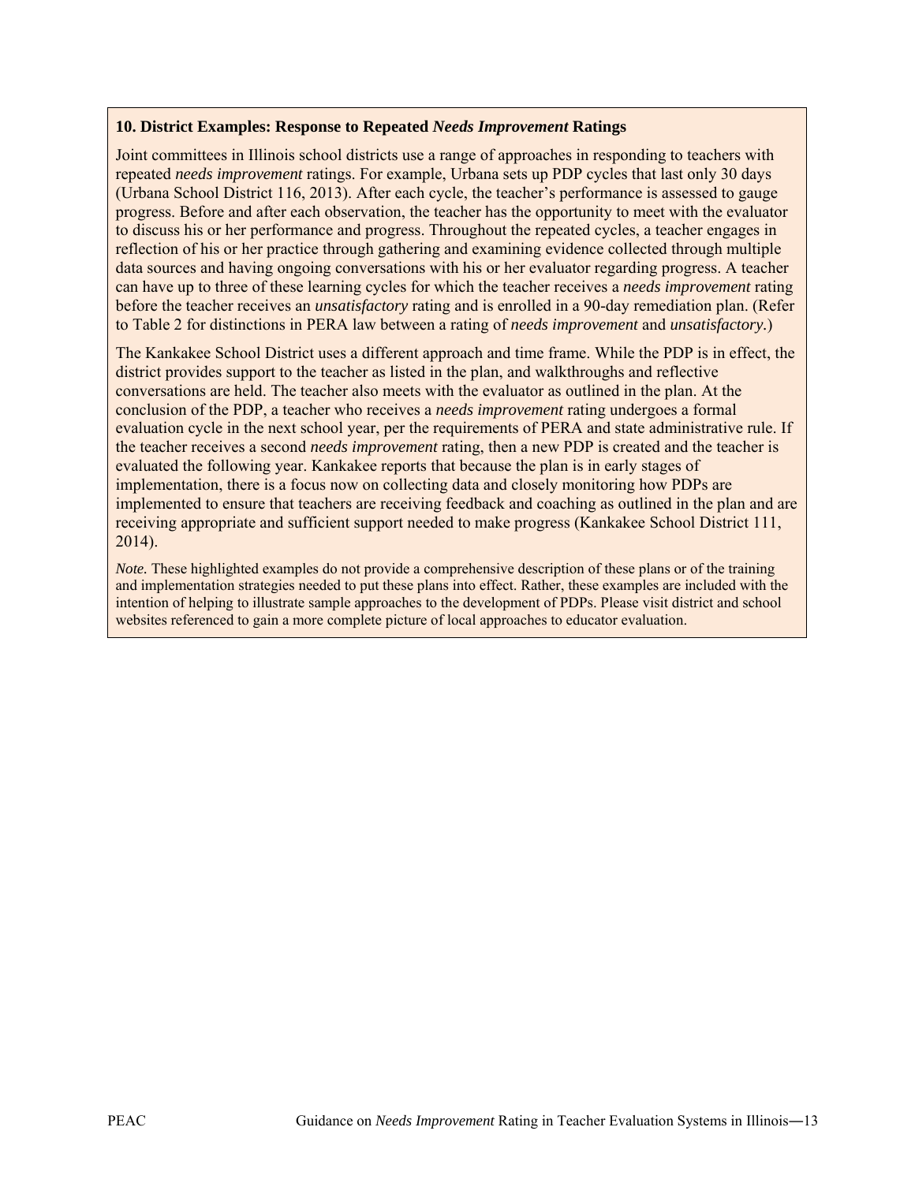### 10. District Examples: Response to Repeated *Needs Improvement* Ratings

Joint committees in Illinois school districts use a range of approaches in responding to teachers with repeated *needs improvement* ratings. For example, Urbana sets up PDP cycles that last only 30 days (Urbana School District 116, 2013). After each cycle, the teacher's performance is assessed to gauge progress. Before and after each observation, the teacher has the opportunity to meet with the evaluator to discuss his or her performance and progress. Throughout the repeated cycles, a teacher engages in reflection of his or her practice through gathering and examining evidence collected through multiple data sources and having ongoing conversations with his or her evaluator regarding progress. A teacher can have up to three of these learning cycles for which the teacher receives a *needs improvement* rating before the teacher receives an *unsatisfactory* rating and is enrolled in a 90-day remediation plan. (Refer to Table 2 for distinctions in PERA law between a rating of *needs improvement* and *unsatisfactory*.)

The Kankakee School District uses a different approach and time frame. While the PDP is in effect, the district provides support to the teacher as listed in the plan, and walkthroughs and reflective conversations are held. The teacher also meets with the evaluator as outlined in the plan. At the conclusion of the PDP, a teacher who receives a *needs improvement* rating undergoes a formal evaluation cycle in the next school year, per the requirements of PERA and state administrative rule. If the teacher receives a second *needs improvement* rating, then a new PDP is created and the teacher is evaluated the following year. Kankakee reports that because the plan is in early stages of implementation, there is a focus now on collecting data and closely monitoring how PDPs are implemented to ensure that teachers are receiving feedback and coaching as outlined in the plan and are receiving appropriate and sufficient support needed to make progress (Kankakee School District 111, 2014).

*Note.* These highlighted examples do not provide a comprehensive description of these plans or of the training and implementation strategies needed to put these plans into effect. Rather, these examples are included with the intention of helping to illustrate sample approaches to the development of PDPs. Please visit district and school websites referenced to gain a more complete picture of local approaches to educator evaluation.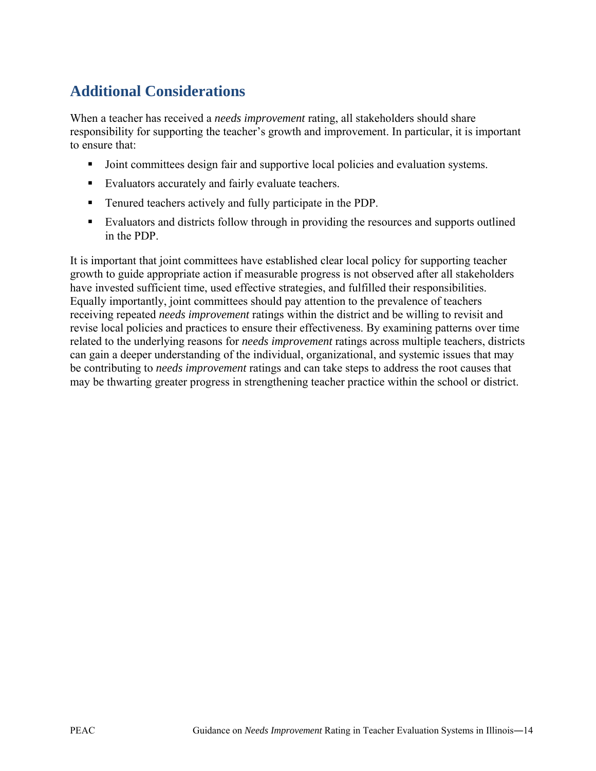## Additional Considerations

When a teacher has received a *needs improvement* rating, all stakeholders should share responsibility for supporting the teacher's growth and improvement. In particular, it is important to ensure that:

- Joint committees design fair and supportive local policies and evaluation systems.
- Evaluators accurately and fairly evaluate teachers.
- Tenured teachers actively and fully participate in the PDP.
- Evaluators and districts follow through in providing the resources and supports outlined in the PDP.

It is important that joint committees have established clear local policy for supporting teacher growth to guide appropriate action if measurable progress is not observed after all stakeholders have invested sufficient time, used effective strategies, and fulfilled their responsibilities. Equally importantly, joint committees should pay attention to the prevalence of teachers receiving repeated *needs improvement* ratings within the district and be willing to revisit and revise local policies and practices to ensure their effectiveness. By examining patterns over time related to the underlying reasons for *needs improvement* ratings across multiple teachers, districts can gain a deeper understanding of the individual, organizational, and systemic issues that may be contributing to *needs improvement* ratings and can take steps to address the root causes that may be thwarting greater progress in strengthening teacher practice within the school or district.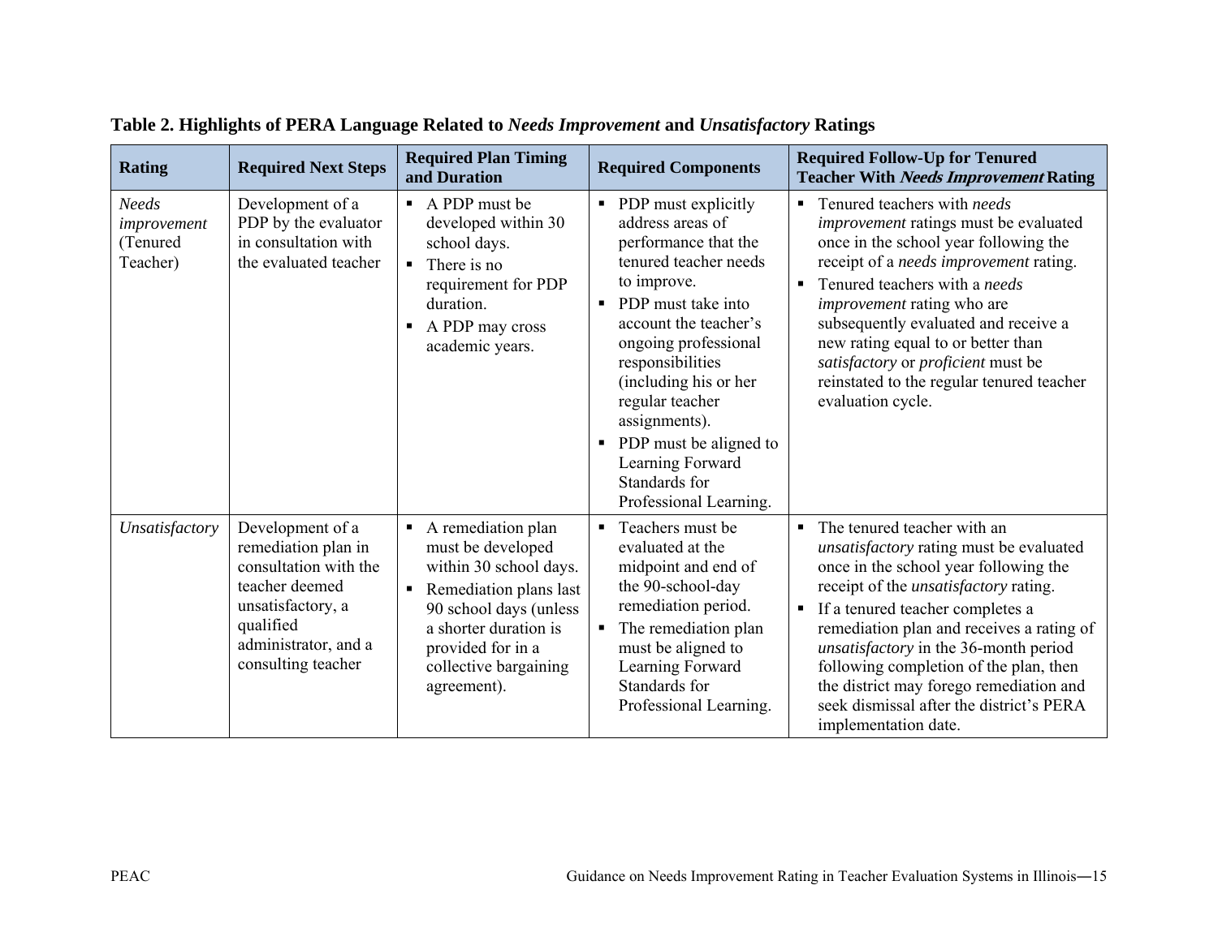**Table 2. Highlights of PERA Language Related to *Needs Improvement* and *Unsatisfactory* Ratings**

| Rating | Required Next Steps | Required Plan Timing and Duration | Required Components | Required Follow-Up for Tenured Teacher With *Needs Improvement* Rating |
|---|---|---|---|---|
| *Needs improvement* (Tenured Teacher) | Development of a PDP by the evaluator in consultation with the evaluated teacher | ▪ A PDP must be developed within 30 school days.<br>▪ There is no requirement for PDP duration.<br>▪ A PDP may cross academic years. | ▪ PDP must explicitly address areas of performance that the tenured teacher needs to improve.<br>▪ PDP must take into account the teacher's ongoing professional responsibilities (including his or her regular teacher assignments).<br>▪ PDP must be aligned to Learning Forward Standards for Professional Learning. | ▪ Tenured teachers with *needs improvement* ratings must be evaluated once in the school year following the receipt of a *needs improvement* rating.<br>▪ Tenured teachers with a *needs improvement* rating who are subsequently evaluated and receive a new rating equal to or better than *satisfactory* or *proficient* must be reinstated to the regular tenured teacher evaluation cycle. |
| *Unsatisfactory* | Development of a remediation plan in consultation with the teacher deemed unsatisfactory, a qualified administrator, and a consulting teacher | ▪ A remediation plan must be developed within 30 school days.<br>▪ Remediation plans last 90 school days (unless a shorter duration is provided for in a collective bargaining agreement). | ▪ Teachers must be evaluated at the midpoint and end of the 90-school-day remediation period.<br>▪ The remediation plan must be aligned to Learning Forward Standards for Professional Learning. | ▪ The tenured teacher with an *unsatisfactory* rating must be evaluated once in the school year following the receipt of the *unsatisfactory* rating.<br>▪ If a tenured teacher completes a remediation plan and receives a rating of *unsatisfactory* in the 36-month period following completion of the plan, then the district may forego remediation and seek dismissal after the district's PERA implementation date. |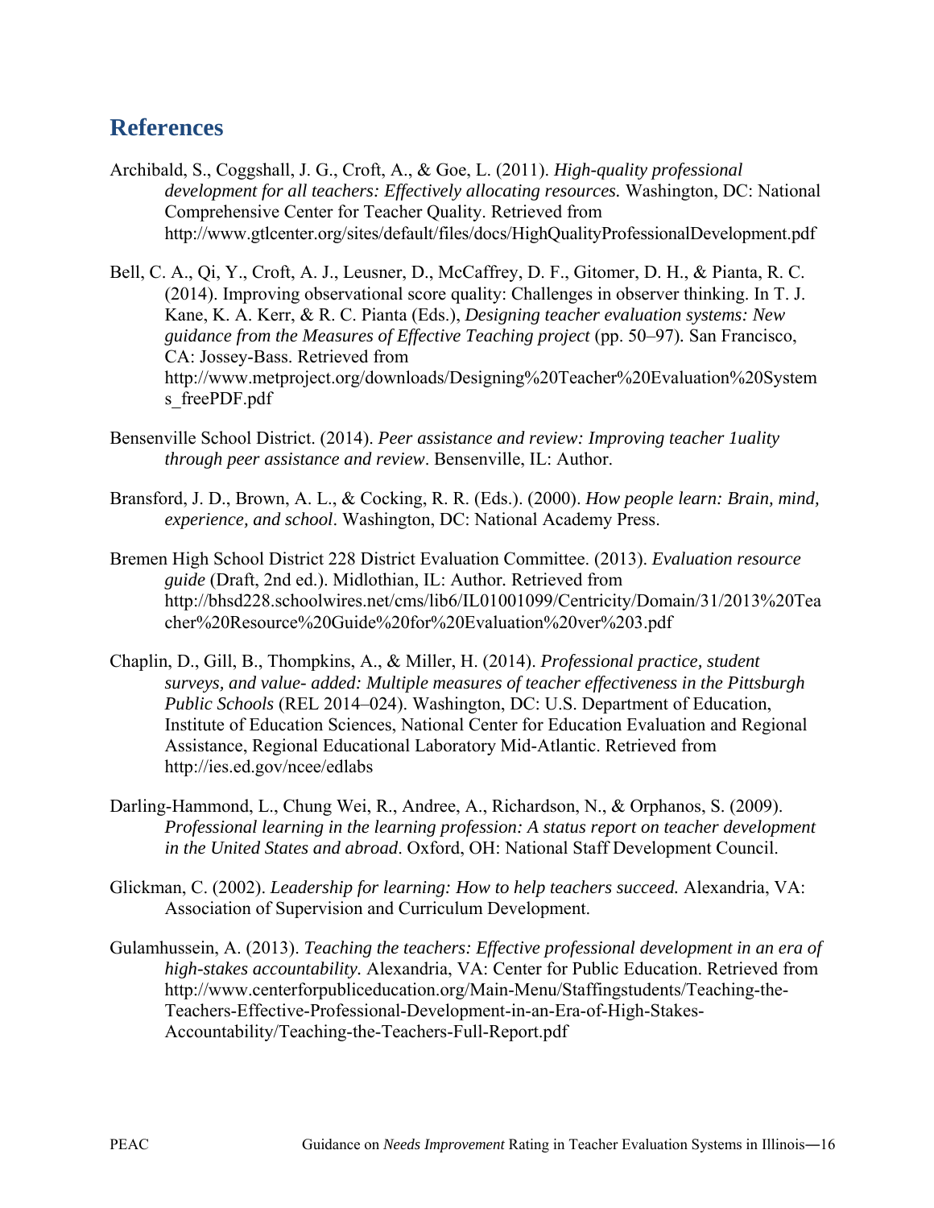## References

Archibald, S., Coggshall, J. G., Croft, A., & Goe, L. (2011). *High-quality professional development for all teachers: Effectively allocating resources.* Washington, DC: National Comprehensive Center for Teacher Quality. Retrieved from http://www.gtlcenter.org/sites/default/files/docs/HighQualityProfessionalDevelopment.pdf

Bell, C. A., Qi, Y., Croft, A. J., Leusner, D., McCaffrey, D. F., Gitomer, D. H., & Pianta, R. C. (2014). Improving observational score quality: Challenges in observer thinking. In T. J. Kane, K. A. Kerr, & R. C. Pianta (Eds.), *Designing teacher evaluation systems: New guidance from the Measures of Effective Teaching project* (pp. 50–97). San Francisco, CA: Jossey-Bass. Retrieved from http://www.metproject.org/downloads/Designing%20Teacher%20Evaluation%20Systems_freePDF.pdf

Bensenville School District. (2014). *Peer assistance and review: Improving teacher 1uality through peer assistance and review*. Bensenville, IL: Author.

Bransford, J. D., Brown, A. L., & Cocking, R. R. (Eds.). (2000). *How people learn: Brain, mind, experience, and school*. Washington, DC: National Academy Press.

Bremen High School District 228 District Evaluation Committee. (2013). *Evaluation resource guide* (Draft, 2nd ed.). Midlothian, IL: Author. Retrieved from http://bhsd228.schoolwires.net/cms/lib6/IL01001099/Centricity/Domain/31/2013%20Teacher%20Resource%20Guide%20for%20Evaluation%20ver%203.pdf

Chaplin, D., Gill, B., Thompkins, A., & Miller, H. (2014). *Professional practice, student surveys, and value- added: Multiple measures of teacher effectiveness in the Pittsburgh Public Schools* (REL 2014–024). Washington, DC: U.S. Department of Education, Institute of Education Sciences, National Center for Education Evaluation and Regional Assistance, Regional Educational Laboratory Mid-Atlantic. Retrieved from http://ies.ed.gov/ncee/edlabs

Darling-Hammond, L., Chung Wei, R., Andree, A., Richardson, N., & Orphanos, S. (2009). *Professional learning in the learning profession: A status report on teacher development in the United States and abroad*. Oxford, OH: National Staff Development Council.

Glickman, C. (2002). *Leadership for learning: How to help teachers succeed.* Alexandria, VA: Association of Supervision and Curriculum Development.

Gulamhussein, A. (2013). *Teaching the teachers: Effective professional development in an era of high-stakes accountability.* Alexandria, VA: Center for Public Education. Retrieved from http://www.centerforpubliceducation.org/Main-Menu/Staffingstudents/Teaching-the-Teachers-Effective-Professional-Development-in-an-Era-of-High-Stakes-Accountability/Teaching-the-Teachers-Full-Report.pdf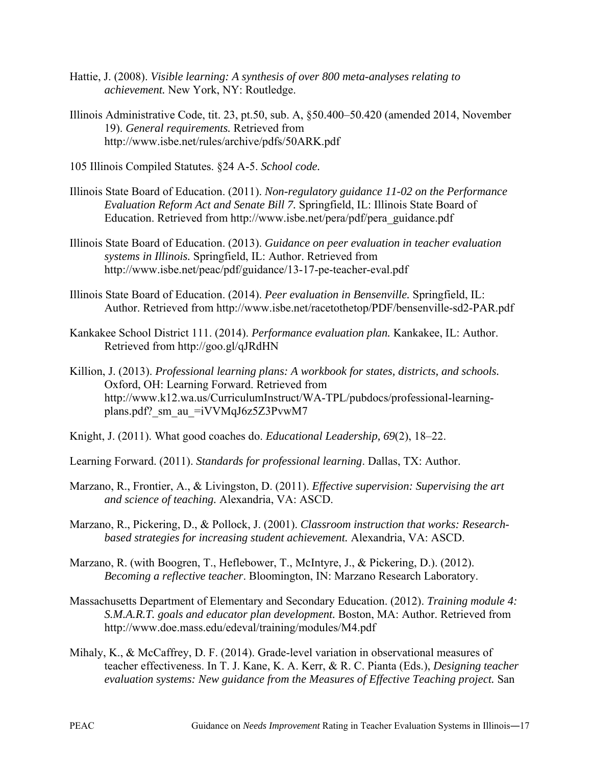Hattie, J. (2008). *Visible learning: A synthesis of over 800 meta-analyses relating to achievement.* New York, NY: Routledge.

Illinois Administrative Code, tit. 23, pt.50, sub. A, §50.400–50.420 (amended 2014, November 19). *General requirements.* Retrieved from http://www.isbe.net/rules/archive/pdfs/50ARK.pdf

105 Illinois Compiled Statutes. §24 A-5. *School code.*

Illinois State Board of Education. (2011). *Non-regulatory guidance 11-02 on the Performance Evaluation Reform Act and Senate Bill 7.* Springfield, IL: Illinois State Board of Education. Retrieved from http://www.isbe.net/pera/pdf/pera_guidance.pdf

Illinois State Board of Education. (2013). *Guidance on peer evaluation in teacher evaluation systems in Illinois.* Springfield, IL: Author. Retrieved from http://www.isbe.net/peac/pdf/guidance/13-17-pe-teacher-eval.pdf

Illinois State Board of Education. (2014). *Peer evaluation in Bensenville.* Springfield, IL: Author. Retrieved from http://www.isbe.net/racetothetop/PDF/bensenville-sd2-PAR.pdf

Kankakee School District 111. (2014). *Performance evaluation plan.* Kankakee, IL: Author. Retrieved from http://goo.gl/qJRdHN

Killion, J. (2013). *Professional learning plans: A workbook for states, districts, and schools.* Oxford, OH: Learning Forward. Retrieved from http://www.k12.wa.us/CurriculumInstruct/WA-TPL/pubdocs/professional-learning-plans.pdf?_sm_au_=iVVMqJ6z5Z3PvwM7

Knight, J. (2011). What good coaches do. *Educational Leadership, 69*(2), 18–22.

Learning Forward. (2011). *Standards for professional learning*. Dallas, TX: Author.

Marzano, R., Frontier, A., & Livingston, D. (2011). *Effective supervision: Supervising the art and science of teaching.* Alexandria, VA: ASCD.

Marzano, R., Pickering, D., & Pollock, J. (2001). *Classroom instruction that works: Research-based strategies for increasing student achievement.* Alexandria, VA: ASCD.

Marzano, R. (with Boogren, T., Heflebower, T., McIntyre, J., & Pickering, D.). (2012). *Becoming a reflective teacher*. Bloomington, IN: Marzano Research Laboratory.

Massachusetts Department of Elementary and Secondary Education. (2012). *Training module 4: S.M.A.R.T. goals and educator plan development.* Boston, MA: Author. Retrieved from http://www.doe.mass.edu/edeval/training/modules/M4.pdf

Mihaly, K., & McCaffrey, D. F. (2014). Grade-level variation in observational measures of teacher effectiveness. In T. J. Kane, K. A. Kerr, & R. C. Pianta (Eds.), *Designing teacher evaluation systems: New guidance from the Measures of Effective Teaching project.* San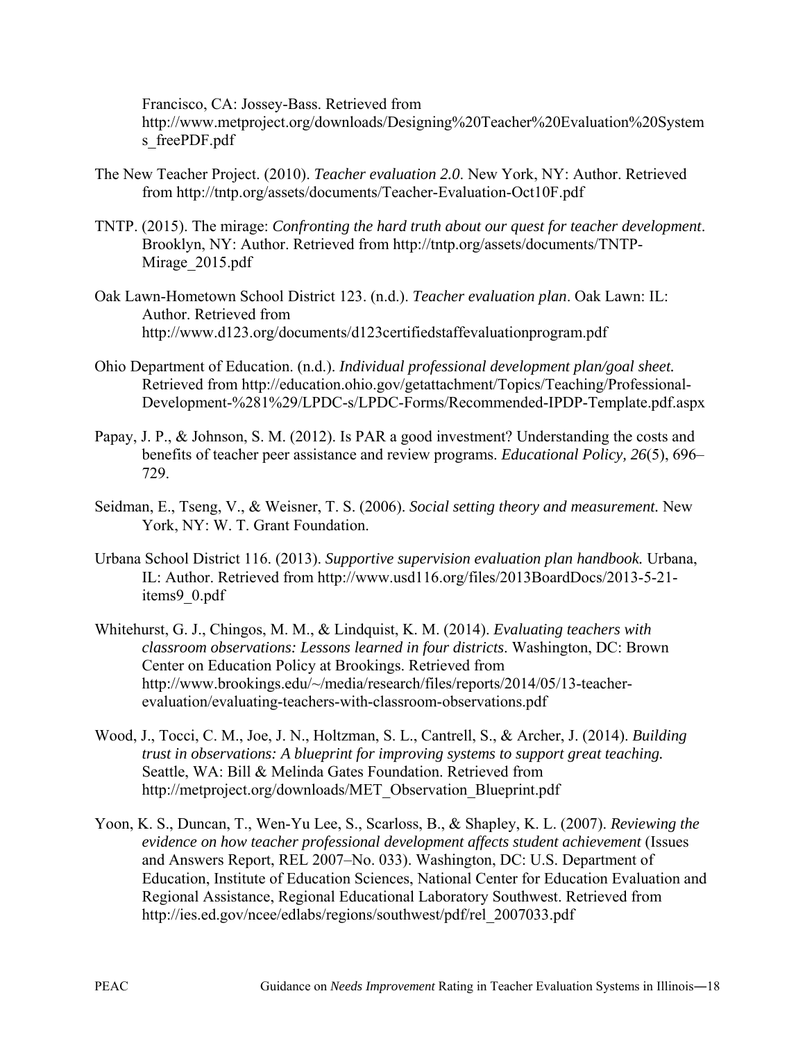Francisco, CA: Jossey-Bass. Retrieved from http://www.metproject.org/downloads/Designing%20Teacher%20Evaluation%20Systems_freePDF.pdf

The New Teacher Project. (2010). *Teacher evaluation 2.0*. New York, NY: Author. Retrieved from http://tntp.org/assets/documents/Teacher-Evaluation-Oct10F.pdf

TNTP. (2015). The mirage: *Confronting the hard truth about our quest for teacher development*. Brooklyn, NY: Author. Retrieved from http://tntp.org/assets/documents/TNTP-Mirage_2015.pdf

Oak Lawn-Hometown School District 123. (n.d.). *Teacher evaluation plan*. Oak Lawn: IL: Author. Retrieved from http://www.d123.org/documents/d123certifiedstaffevaluationprogram.pdf

Ohio Department of Education. (n.d.). *Individual professional development plan/goal sheet.* Retrieved from http://education.ohio.gov/getattachment/Topics/Teaching/Professional-Development-%281%29/LPDC-s/LPDC-Forms/Recommended-IPDP-Template.pdf.aspx

Papay, J. P., & Johnson, S. M. (2012). Is PAR a good investment? Understanding the costs and benefits of teacher peer assistance and review programs. *Educational Policy, 26*(5), 696–729.

Seidman, E., Tseng, V., & Weisner, T. S. (2006). *Social setting theory and measurement.* New York, NY: W. T. Grant Foundation.

Urbana School District 116. (2013). *Supportive supervision evaluation plan handbook.* Urbana, IL: Author. Retrieved from http://www.usd116.org/files/2013BoardDocs/2013-5-21-items9_0.pdf

Whitehurst, G. J., Chingos, M. M., & Lindquist, K. M. (2014). *Evaluating teachers with classroom observations: Lessons learned in four districts*. Washington, DC: Brown Center on Education Policy at Brookings. Retrieved from http://www.brookings.edu/~/media/research/files/reports/2014/05/13-teacher-evaluation/evaluating-teachers-with-classroom-observations.pdf

Wood, J., Tocci, C. M., Joe, J. N., Holtzman, S. L., Cantrell, S., & Archer, J. (2014). *Building trust in observations: A blueprint for improving systems to support great teaching.* Seattle, WA: Bill & Melinda Gates Foundation. Retrieved from http://metproject.org/downloads/MET_Observation_Blueprint.pdf

Yoon, K. S., Duncan, T., Wen-Yu Lee, S., Scarloss, B., & Shapley, K. L. (2007). *Reviewing the evidence on how teacher professional development affects student achievement* (Issues and Answers Report, REL 2007–No. 033). Washington, DC: U.S. Department of Education, Institute of Education Sciences, National Center for Education Evaluation and Regional Assistance, Regional Educational Laboratory Southwest. Retrieved from http://ies.ed.gov/ncee/edlabs/regions/southwest/pdf/rel_2007033.pdf